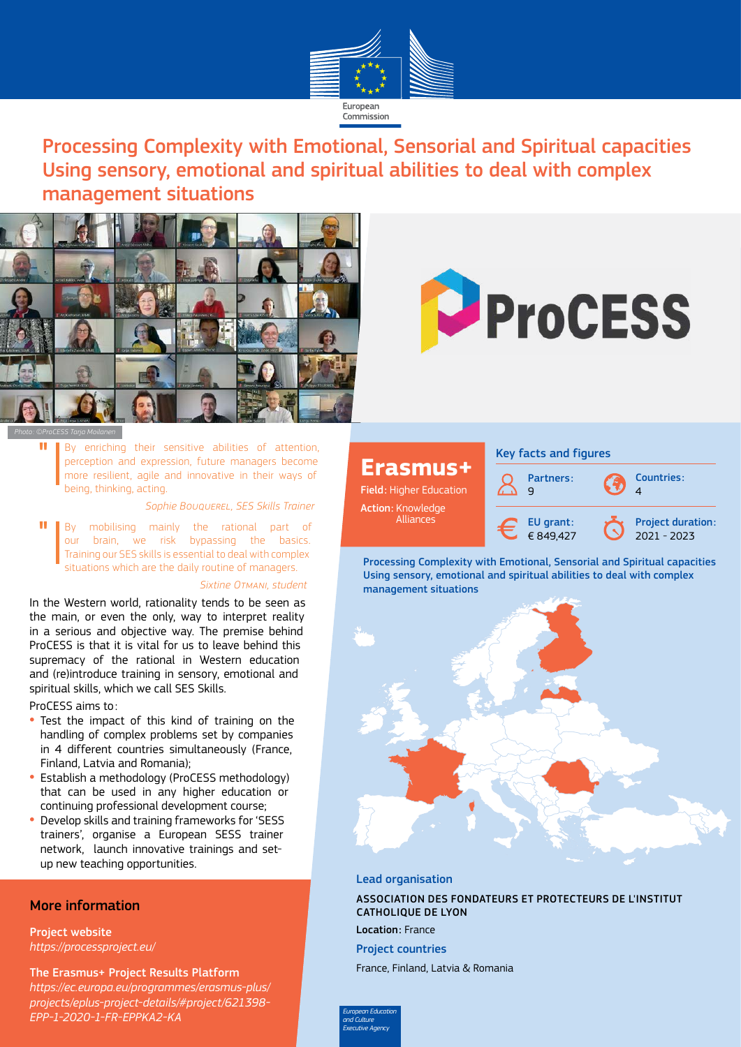European Commission

# Processing Complexity with Emotional, Sensorial and Spiritual capacities Using sensory, emotional and spiritual abilities to deal with complex management situations

Photo: ©ProCESS Tarja Moilanen

> By enriching their sensitive abilities of attention, perception and expression, future managers become more resilient, agile and innovative in their ways of being, thinking, acting.
>
> *Sophie Bouquerel, SES Skills Trainer*

> By mobilising mainly the rational part of our brain, we risk bypassing the basics. Training our SES skills is essential to deal with complex situations which are the daily routine of managers.
>
> *Sixtine Otmani, student*

In the Western world, rationality tends to be seen as the main, or even the only, way to interpret reality in a serious and objective way. The premise behind ProCESS is that it is vital for us to leave behind this supremacy of the rational in Western education and (re)introduce training in sensory, emotional and spiritual skills, which we call SES Skills.

ProCESS aims to:

- Test the impact of this kind of training on the handling of complex problems set by companies in 4 different countries simultaneously (France, Finland, Latvia and Romania);
- Establish a methodology (ProCESS methodology) that can be used in any higher education or continuing professional development course;
- Develop skills and training frameworks for 'SESS trainers', organise a European SESS trainer network, launch innovative trainings and set-up new teaching opportunities.

## More information

**Project website**
*https://processproject.eu/*

**The Erasmus+ Project Results Platform**
*https://ec.europa.eu/programmes/erasmus-plus/projects/eplus-project-details/#project/621398-EPP-1-2020-1-FR-EPPKA2-KA*

## Erasmus+

**Field:** Higher Education

**Action:** Knowledge Alliances

### Key facts and figures

**Partners:** 9

**Countries:** 4

**EU grant:** € 849,427

**Project duration:** 2021 - 2023

Processing Complexity with Emotional, Sensorial and Spiritual capacities Using sensory, emotional and spiritual abilities to deal with complex management situations

### Lead organisation

ASSOCIATION DES FONDATEURS ET PROTECTEURS DE L'INSTITUT CATHOLIQUE DE LYON

**Location:** France

### Project countries

France, Finland, Latvia & Romania

*European Education and Culture Executive Agency*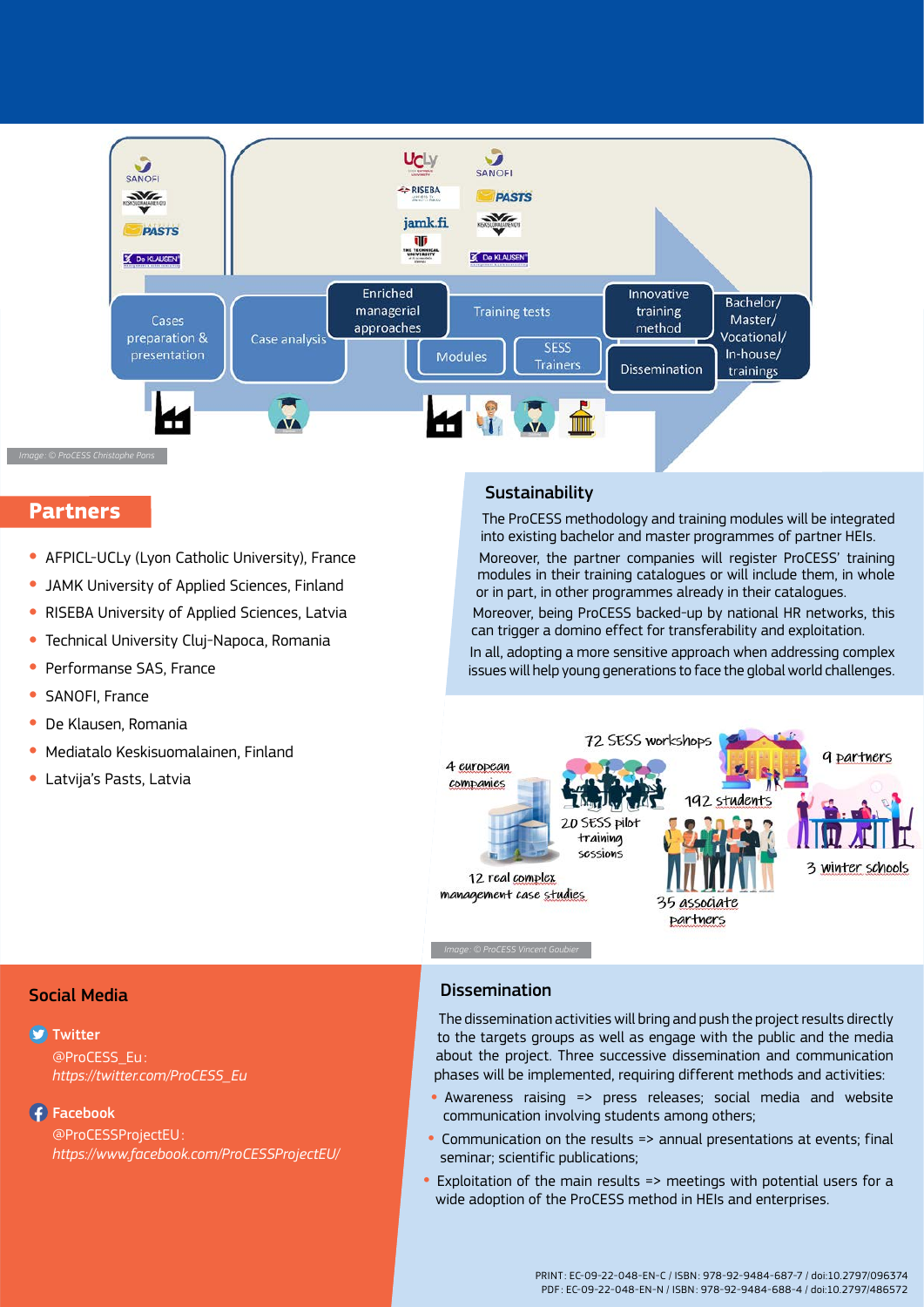Cases preparation & presentation

Case analysis

Enriched managerial approaches

Training tests

Modules

SESS Trainers

Innovative training method

Dissemination

Bachelor/ Master/ Vocational/ In-house/ trainings

Image: © ProCESS Christophe Pons

## Partners

- AFPICL-UCLy (Lyon Catholic University), France
- JAMK University of Applied Sciences, Finland
- RISEBA University of Applied Sciences, Latvia
- Technical University Cluj-Napoca, Romania
- Performanse SAS, France
- SANOFI, France
- De Klausen, Romania
- Mediatalo Keskisuomalainen, Finland
- Latvija's Pasts, Latvia

## Sustainability

The ProCESS methodology and training modules will be integrated into existing bachelor and master programmes of partner HEIs.

Moreover, the partner companies will register ProCESS' training modules in their training catalogues or will include them, in whole or in part, in other programmes already in their catalogues.

Moreover, being ProCESS backed-up by national HR networks, this can trigger a domino effect for transferability and exploitation.

In all, adopting a more sensitive approach when addressing complex issues will help young generations to face the global world challenges.

72 SESS workshops

4 european companies

9 partners

192 students

20 SESS pilot training sessions

3 winter schools

12 real complex management case studies

35 associate partners

Image: © ProCESS Vincent Goubier

## Social Media

**Twitter**
@ProCESS_Eu :
*https://twitter.com/ProCESS_Eu*

**Facebook**
@ProCESSProjectEU :
*https://www.facebook.com/ProCESSProjectEU/*

## Dissemination

The dissemination activities will bring and push the project results directly to the targets groups as well as engage with the public and the media about the project. Three successive dissemination and communication phases will be implemented, requiring different methods and activities:

- Awareness raising => press releases; social media and website communication involving students among others;
- Communication on the results => annual presentations at events; final seminar; scientific publications;
- Exploitation of the main results => meetings with potential users for a wide adoption of the ProCESS method in HEIs and enterprises.

PRINT: EC-09-22-048-EN-C / ISBN: 978-92-9484-687-7 / doi:10.2797/096374
PDF: EC-09-22-048-EN-N / ISBN: 978-92-9484-688-4 / doi:10.2797/486572